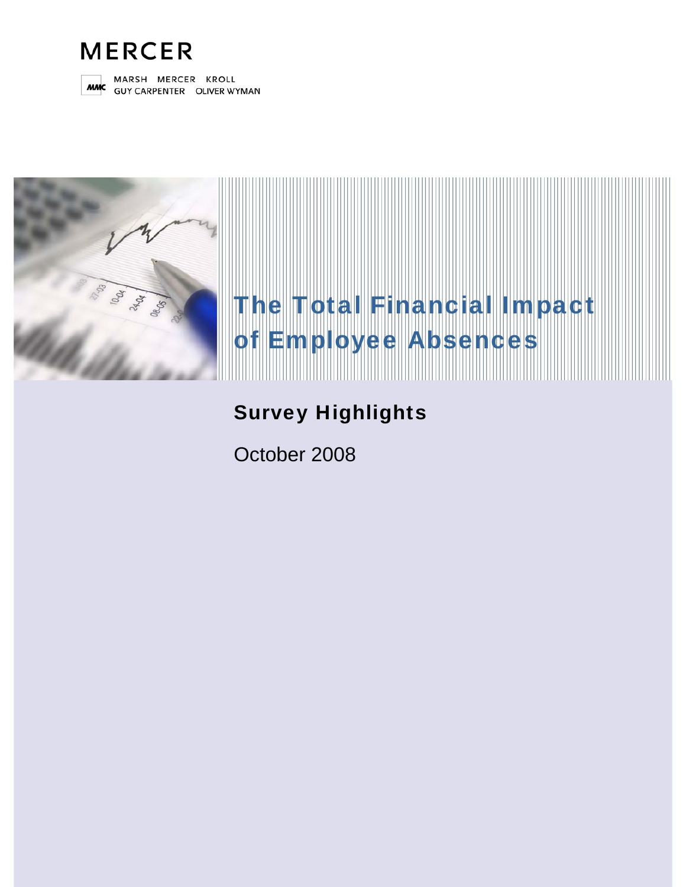MERCER

MARSH MERCER KROLL
GUY CARPENTER OLIVER WYMAN

# The Total Financial Impact of Employee Absences

## Survey Highlights

October 2008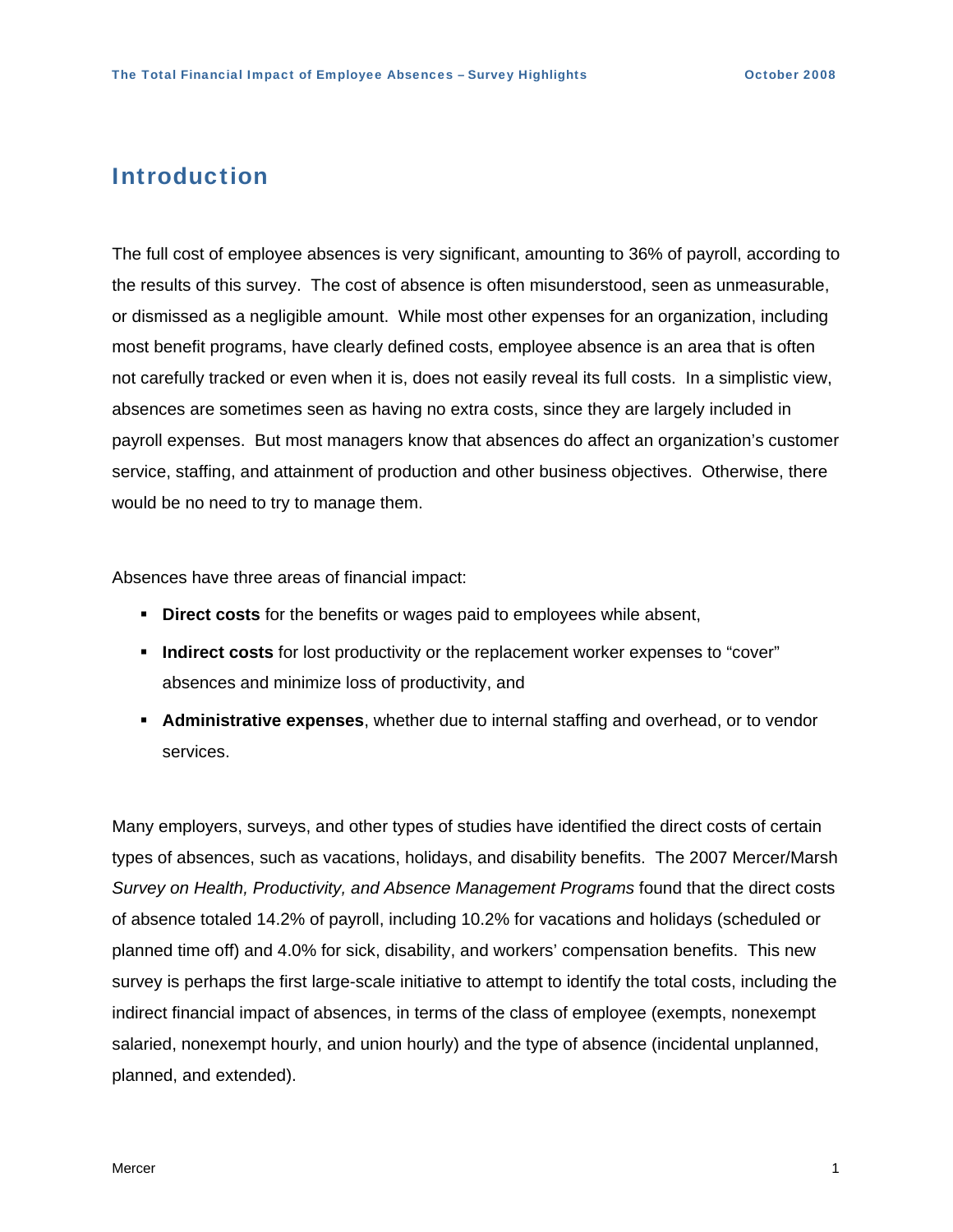# Introduction

The full cost of employee absences is very significant, amounting to 36% of payroll, according to the results of this survey. The cost of absence is often misunderstood, seen as unmeasurable, or dismissed as a negligible amount. While most other expenses for an organization, including most benefit programs, have clearly defined costs, employee absence is an area that is often not carefully tracked or even when it is, does not easily reveal its full costs. In a simplistic view, absences are sometimes seen as having no extra costs, since they are largely included in payroll expenses. But most managers know that absences do affect an organization's customer service, staffing, and attainment of production and other business objectives. Otherwise, there would be no need to try to manage them.

Absences have three areas of financial impact:

- **Direct costs** for the benefits or wages paid to employees while absent,
- **Indirect costs** for lost productivity or the replacement worker expenses to "cover" absences and minimize loss of productivity, and
- **Administrative expenses**, whether due to internal staffing and overhead, or to vendor services.

Many employers, surveys, and other types of studies have identified the direct costs of certain types of absences, such as vacations, holidays, and disability benefits. The 2007 Mercer/Marsh *Survey on Health, Productivity, and Absence Management Programs* found that the direct costs of absence totaled 14.2% of payroll, including 10.2% for vacations and holidays (scheduled or planned time off) and 4.0% for sick, disability, and workers' compensation benefits. This new survey is perhaps the first large-scale initiative to attempt to identify the total costs, including the indirect financial impact of absences, in terms of the class of employee (exempts, nonexempt salaried, nonexempt hourly, and union hourly) and the type of absence (incidental unplanned, planned, and extended).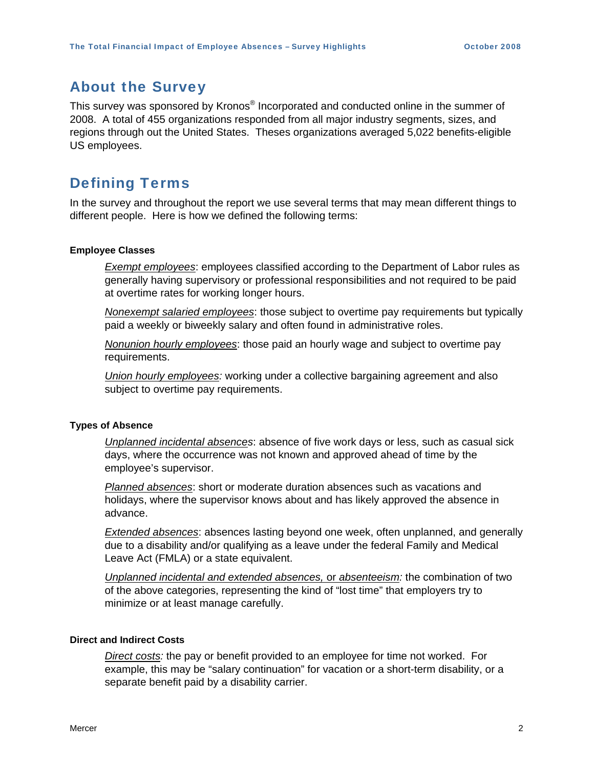## About the Survey

This survey was sponsored by Kronos® Incorporated and conducted online in the summer of 2008. A total of 455 organizations responded from all major industry segments, sizes, and regions through out the United States. Theses organizations averaged 5,022 benefits-eligible US employees.

## Defining Terms

In the survey and throughout the report we use several terms that may mean different things to different people. Here is how we defined the following terms:

**Employee Classes**

*Exempt employees*: employees classified according to the Department of Labor rules as generally having supervisory or professional responsibilities and not required to be paid at overtime rates for working longer hours.

*Nonexempt salaried employees*: those subject to overtime pay requirements but typically paid a weekly or biweekly salary and often found in administrative roles.

*Nonunion hourly employees*: those paid an hourly wage and subject to overtime pay requirements.

*Union hourly employees:* working under a collective bargaining agreement and also subject to overtime pay requirements.

**Types of Absence**

*Unplanned incidental absences*: absence of five work days or less, such as casual sick days, where the occurrence was not known and approved ahead of time by the employee's supervisor.

*Planned absences*: short or moderate duration absences such as vacations and holidays, where the supervisor knows about and has likely approved the absence in advance.

*Extended absences*: absences lasting beyond one week, often unplanned, and generally due to a disability and/or qualifying as a leave under the federal Family and Medical Leave Act (FMLA) or a state equivalent.

*Unplanned incidental and extended absences,* or *absenteeism:* the combination of two of the above categories, representing the kind of "lost time" that employers try to minimize or at least manage carefully.

**Direct and Indirect Costs**

*Direct costs:* the pay or benefit provided to an employee for time not worked. For example, this may be "salary continuation" for vacation or a short-term disability, or a separate benefit paid by a disability carrier.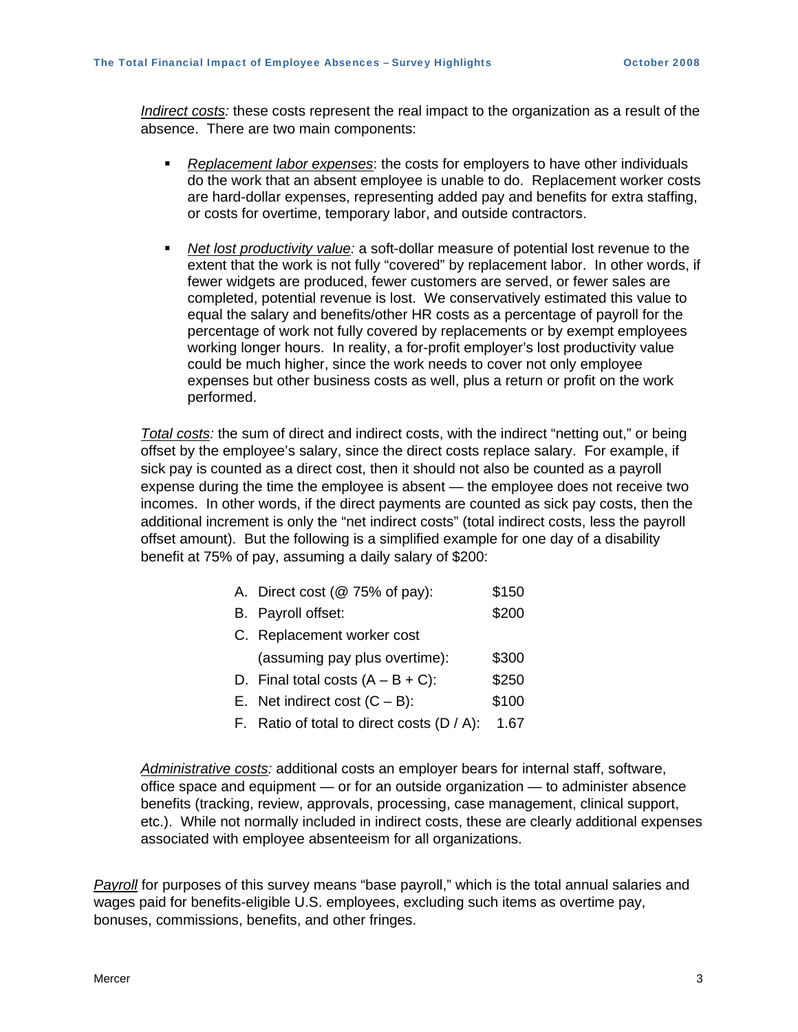*Indirect costs:* these costs represent the real impact to the organization as a result of the absence. There are two main components:

- *Replacement labor expenses*: the costs for employers to have other individuals do the work that an absent employee is unable to do. Replacement worker costs are hard-dollar expenses, representing added pay and benefits for extra staffing, or costs for overtime, temporary labor, and outside contractors.

- *Net lost productivity value:* a soft-dollar measure of potential lost revenue to the extent that the work is not fully "covered" by replacement labor. In other words, if fewer widgets are produced, fewer customers are served, or fewer sales are completed, potential revenue is lost. We conservatively estimated this value to equal the salary and benefits/other HR costs as a percentage of payroll for the percentage of work not fully covered by replacements or by exempt employees working longer hours. In reality, a for-profit employer's lost productivity value could be much higher, since the work needs to cover not only employee expenses but other business costs as well, plus a return or profit on the work performed.

*Total costs:* the sum of direct and indirect costs, with the indirect "netting out," or being offset by the employee's salary, since the direct costs replace salary. For example, if sick pay is counted as a direct cost, then it should not also be counted as a payroll expense during the time the employee is absent — the employee does not receive two incomes. In other words, if the direct payments are counted as sick pay costs, then the additional increment is only the "net indirect costs" (total indirect costs, less the payroll offset amount). But the following is a simplified example for one day of a disability benefit at 75% of pay, assuming a daily salary of $200:

| | |
|---|---|
| A. Direct cost (@ 75% of pay): | $150 |
| B. Payroll offset: | $200 |
| C. Replacement worker cost (assuming pay plus overtime): | $300 |
| D. Final total costs (A – B + C): | $250 |
| E. Net indirect cost (C – B): | $100 |
| F. Ratio of total to direct costs (D / A): | 1.67 |

*Administrative costs:* additional costs an employer bears for internal staff, software, office space and equipment — or for an outside organization — to administer absence benefits (tracking, review, approvals, processing, case management, clinical support, etc.). While not normally included in indirect costs, these are clearly additional expenses associated with employee absenteeism for all organizations.

*Payroll* for purposes of this survey means "base payroll," which is the total annual salaries and wages paid for benefits-eligible U.S. employees, excluding such items as overtime pay, bonuses, commissions, benefits, and other fringes.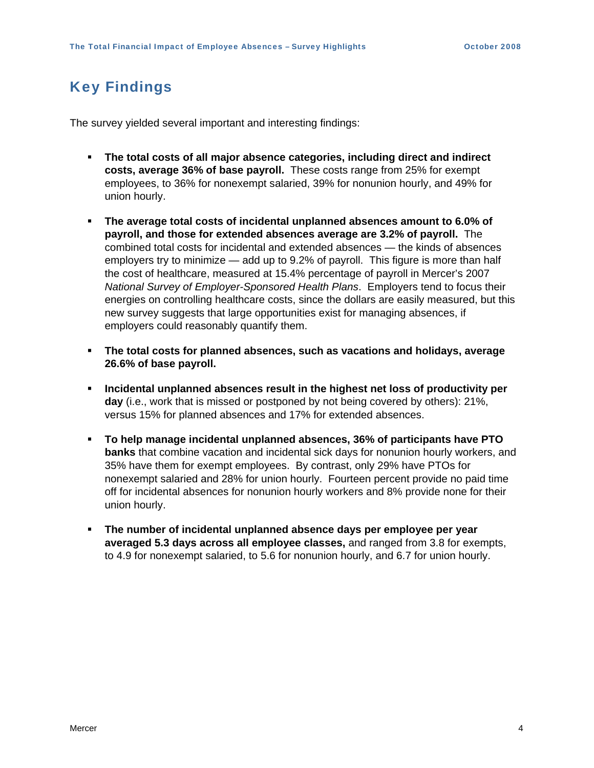## Key Findings

The survey yielded several important and interesting findings:

- **The total costs of all major absence categories, including direct and indirect costs, average 36% of base payroll.** These costs range from 25% for exempt employees, to 36% for nonexempt salaried, 39% for nonunion hourly, and 49% for union hourly.

- **The average total costs of incidental unplanned absences amount to 6.0% of payroll, and those for extended absences average are 3.2% of payroll.** The combined total costs for incidental and extended absences — the kinds of absences employers try to minimize — add up to 9.2% of payroll. This figure is more than half the cost of healthcare, measured at 15.4% percentage of payroll in Mercer's 2007 *National Survey of Employer-Sponsored Health Plans*. Employers tend to focus their energies on controlling healthcare costs, since the dollars are easily measured, but this new survey suggests that large opportunities exist for managing absences, if employers could reasonably quantify them.

- **The total costs for planned absences, such as vacations and holidays, average 26.6% of base payroll.**

- **Incidental unplanned absences result in the highest net loss of productivity per day** (i.e., work that is missed or postponed by not being covered by others): 21%, versus 15% for planned absences and 17% for extended absences.

- **To help manage incidental unplanned absences, 36% of participants have PTO banks** that combine vacation and incidental sick days for nonunion hourly workers, and 35% have them for exempt employees. By contrast, only 29% have PTOs for nonexempt salaried and 28% for union hourly. Fourteen percent provide no paid time off for incidental absences for nonunion hourly workers and 8% provide none for their union hourly.

- **The number of incidental unplanned absence days per employee per year averaged 5.3 days across all employee classes,** and ranged from 3.8 for exempts, to 4.9 for nonexempt salaried, to 5.6 for nonunion hourly, and 6.7 for union hourly.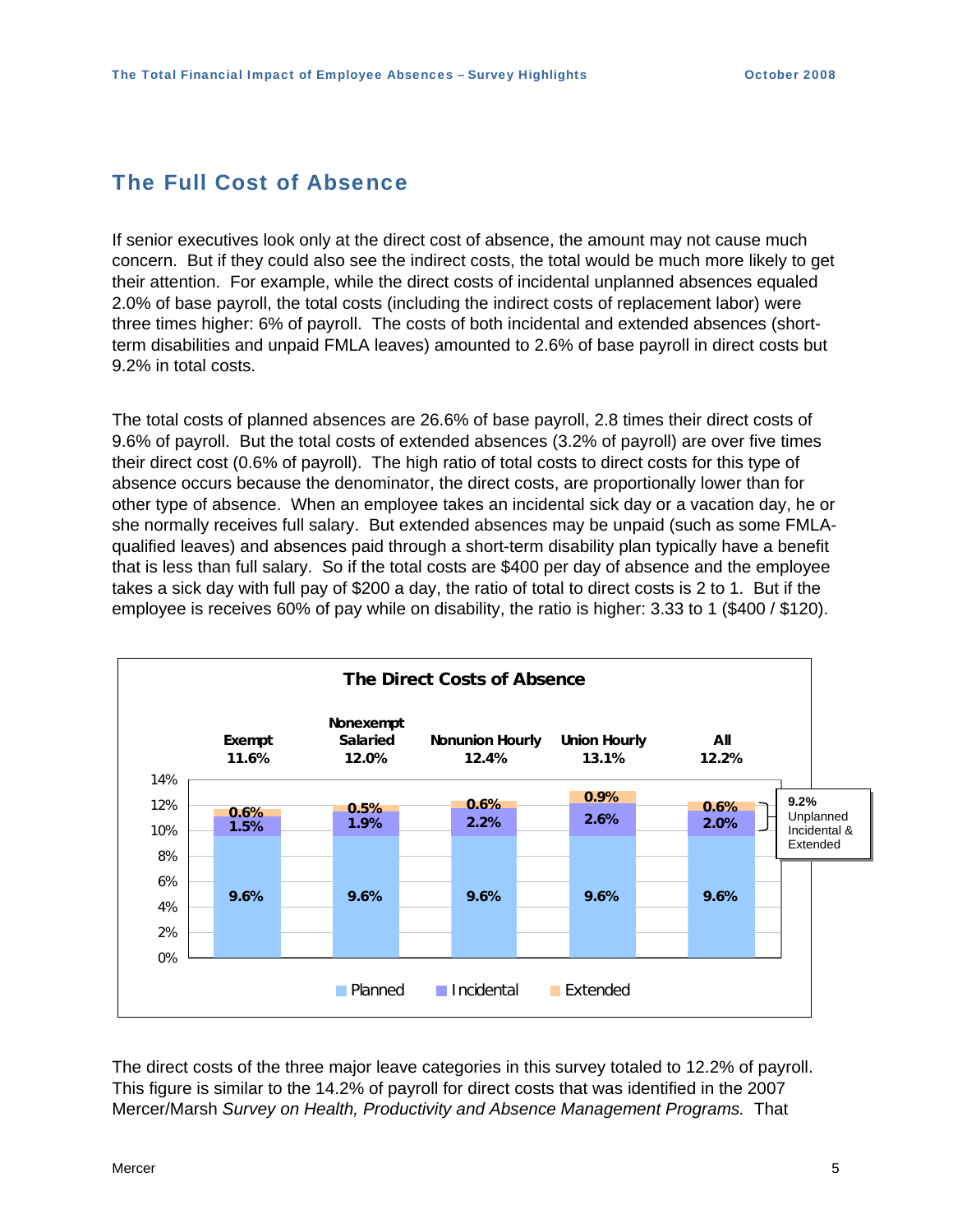## The Full Cost of Absence

If senior executives look only at the direct cost of absence, the amount may not cause much concern. But if they could also see the indirect costs, the total would be much more likely to get their attention. For example, while the direct costs of incidental unplanned absences equaled 2.0% of base payroll, the total costs (including the indirect costs of replacement labor) were three times higher: 6% of payroll. The costs of both incidental and extended absences (short-term disabilities and unpaid FMLA leaves) amounted to 2.6% of base payroll in direct costs but 9.2% in total costs.

The total costs of planned absences are 26.6% of base payroll, 2.8 times their direct costs of 9.6% of payroll. But the total costs of extended absences (3.2% of payroll) are over five times their direct cost (0.6% of payroll). The high ratio of total costs to direct costs for this type of absence occurs because the denominator, the direct costs, are proportionally lower than for other type of absence. When an employee takes an incidental sick day or a vacation day, he or she normally receives full salary. But extended absences may be unpaid (such as some FMLA-qualified leaves) and absences paid through a short-term disability plan typically have a benefit that is less than full salary. So if the total costs are $400 per day of absence and the employee takes a sick day with full pay of $200 a day, the ratio of total to direct costs is 2 to 1. But if the employee is receives 60% of pay while on disability, the ratio is higher: 3.33 to 1 ($400 / $120).

**The Direct Costs of Absence**

| | Exempt | Nonexempt Salaried | Nonunion Hourly | Union Hourly | All |
|---|---|---|---|---|---|
| Planned | 9.6% | 9.6% | 9.6% | 9.6% | 9.6% |
| Incidental | 1.5% | 1.9% | 2.2% | 2.6% | 2.0% |
| Extended | 0.6% | 0.5% | 0.6% | 0.9% | 0.6% |
| Total | 11.6% | 12.0% | 12.4% | 13.1% | 12.2% |

9.2% Unplanned Incidental & Extended

The direct costs of the three major leave categories in this survey totaled to 12.2% of payroll. This figure is similar to the 14.2% of payroll for direct costs that was identified in the 2007 Mercer/Marsh *Survey on Health, Productivity and Absence Management Programs.* That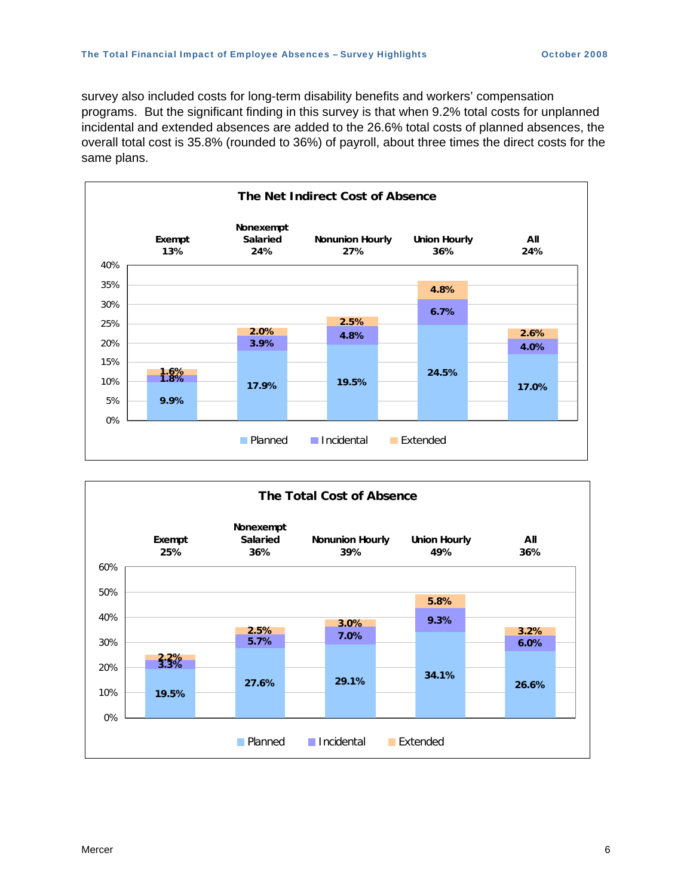survey also included costs for long-term disability benefits and workers' compensation programs. But the significant finding in this survey is that when 9.2% total costs for unplanned incidental and extended absences are added to the 26.6% total costs of planned absences, the overall total cost is 35.8% (rounded to 36%) of payroll, about three times the direct costs for the same plans.

**The Net Indirect Cost of Absence**

| | Exempt | Nonexempt Salaried | Nonunion Hourly | Union Hourly | All |
|---|---|---|---|---|---|
| Total | 13% | 24% | 27% | 36% | 24% |
| Planned | 9.9% | 17.9% | 19.5% | 24.5% | 17.0% |
| Incidental | 1.8% | 3.9% | 4.8% | 6.7% | 4.0% |
| Extended | 1.6% | 2.0% | 2.5% | 4.8% | 2.6% |

**The Total Cost of Absence**

| | Exempt | Nonexempt Salaried | Nonunion Hourly | Union Hourly | All |
|---|---|---|---|---|---|
| Total | 25% | 36% | 39% | 49% | 36% |
| Planned | 19.5% | 27.6% | 29.1% | 34.1% | 26.6% |
| Incidental | 3.3% | 5.7% | 7.0% | 9.3% | 6.0% |
| Extended | 2.2% | 2.5% | 3.0% | 5.8% | 3.2% |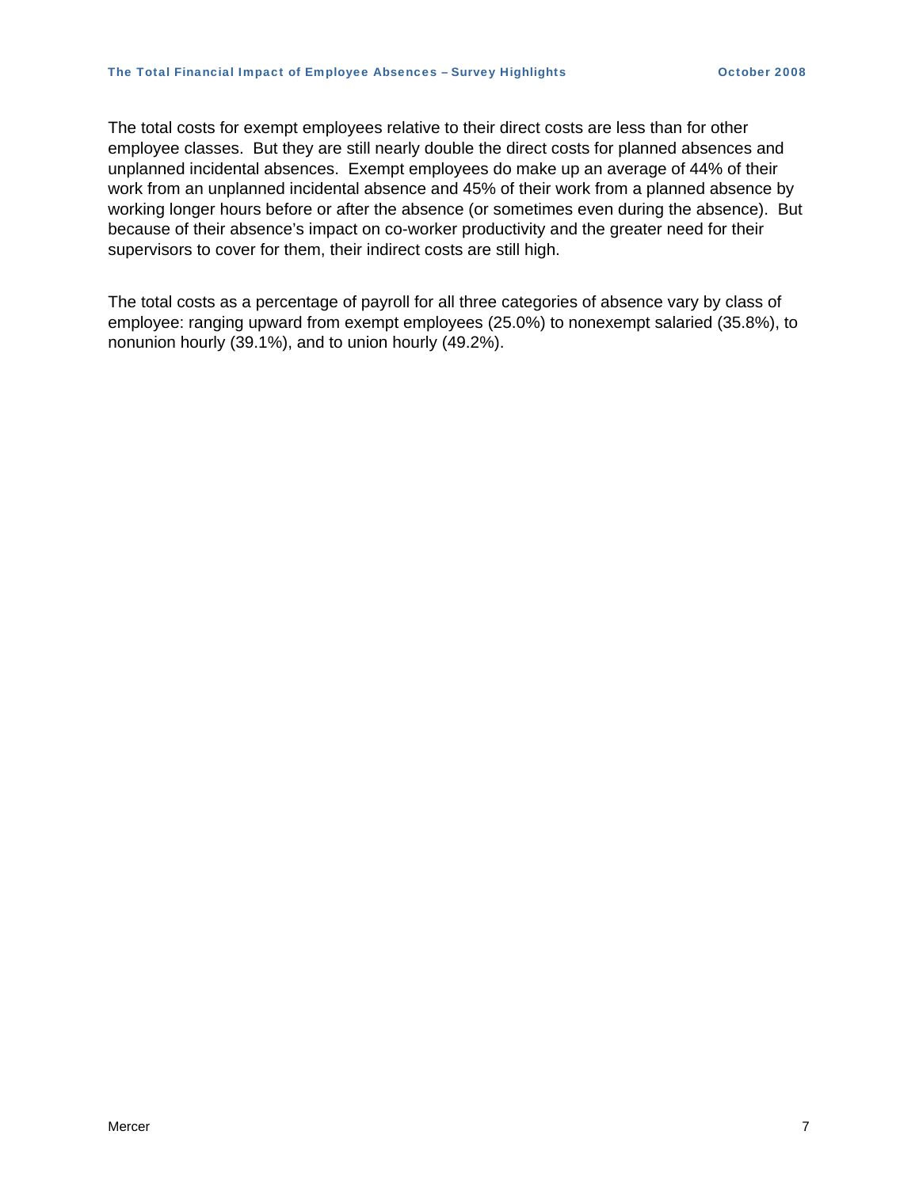The total costs for exempt employees relative to their direct costs are less than for other employee classes. But they are still nearly double the direct costs for planned absences and unplanned incidental absences. Exempt employees do make up an average of 44% of their work from an unplanned incidental absence and 45% of their work from a planned absence by working longer hours before or after the absence (or sometimes even during the absence). But because of their absence's impact on co-worker productivity and the greater need for their supervisors to cover for them, their indirect costs are still high.

The total costs as a percentage of payroll for all three categories of absence vary by class of employee: ranging upward from exempt employees (25.0%) to nonexempt salaried (35.8%), to nonunion hourly (39.1%), and to union hourly (49.2%).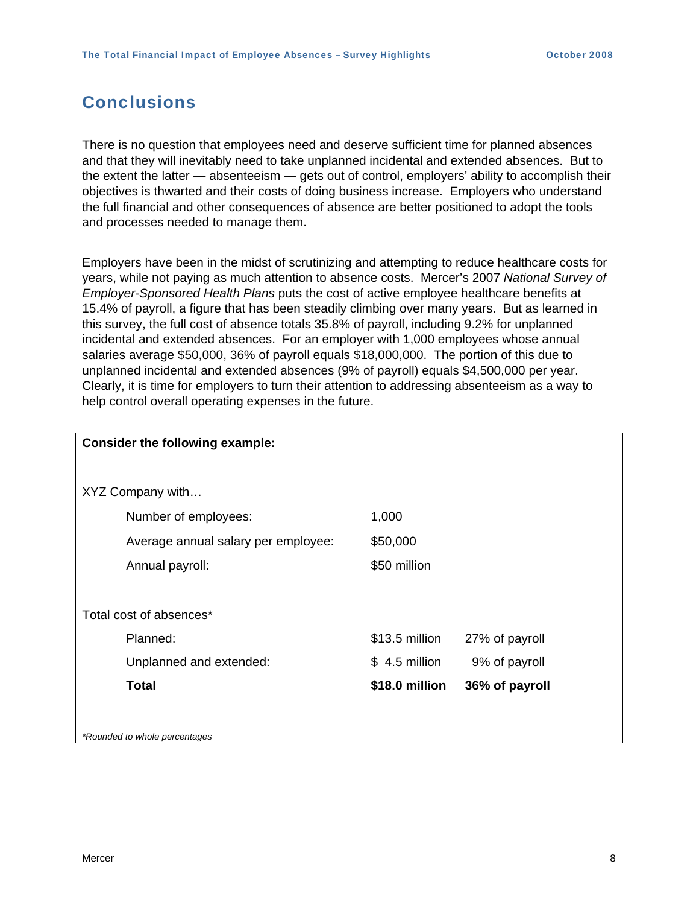## Conclusions

There is no question that employees need and deserve sufficient time for planned absences and that they will inevitably need to take unplanned incidental and extended absences. But to the extent the latter — absenteeism — gets out of control, employers' ability to accomplish their objectives is thwarted and their costs of doing business increase. Employers who understand the full financial and other consequences of absence are better positioned to adopt the tools and processes needed to manage them.

Employers have been in the midst of scrutinizing and attempting to reduce healthcare costs for years, while not paying as much attention to absence costs. Mercer's 2007 *National Survey of Employer-Sponsored Health Plans* puts the cost of active employee healthcare benefits at 15.4% of payroll, a figure that has been steadily climbing over many years. But as learned in this survey, the full cost of absence totals 35.8% of payroll, including 9.2% for unplanned incidental and extended absences. For an employer with 1,000 employees whose annual salaries average $50,000, 36% of payroll equals $18,000,000. The portion of this due to unplanned incidental and extended absences (9% of payroll) equals $4,500,000 per year. Clearly, it is time for employers to turn their attention to addressing absenteeism as a way to help control overall operating expenses in the future.

**Consider the following example:**

XYZ Company with…

| | | |
|---|---|---|
| Number of employees: | 1,000 | |
| Average annual salary per employee: | $50,000 | |
| Annual payroll: | $50 million | |
| **Total cost of absences*** | | |
| Planned: | $13.5 million | 27% of payroll |
| Unplanned and extended: | $ 4.5 million | 9% of payroll |
| **Total** | **$18.0 million** | **36% of payroll** |

*\*Rounded to whole percentages*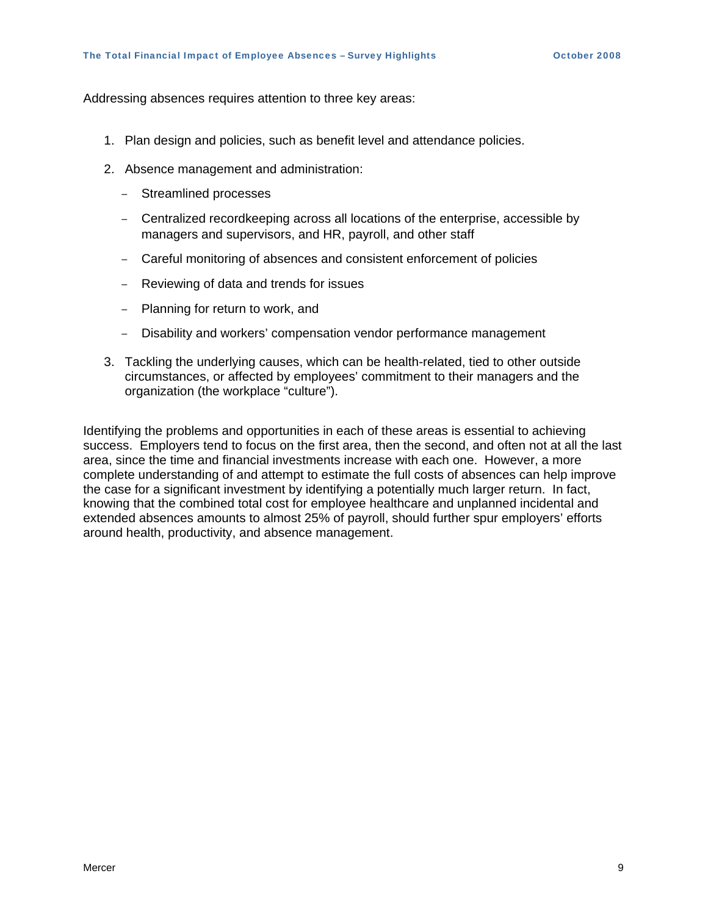Addressing absences requires attention to three key areas:

1. Plan design and policies, such as benefit level and attendance policies.
2. Absence management and administration:
   - Streamlined processes
   - Centralized recordkeeping across all locations of the enterprise, accessible by managers and supervisors, and HR, payroll, and other staff
   - Careful monitoring of absences and consistent enforcement of policies
   - Reviewing of data and trends for issues
   - Planning for return to work, and
   - Disability and workers' compensation vendor performance management
3. Tackling the underlying causes, which can be health-related, tied to other outside circumstances, or affected by employees' commitment to their managers and the organization (the workplace "culture").

Identifying the problems and opportunities in each of these areas is essential to achieving success. Employers tend to focus on the first area, then the second, and often not at all the last area, since the time and financial investments increase with each one. However, a more complete understanding of and attempt to estimate the full costs of absences can help improve the case for a significant investment by identifying a potentially much larger return. In fact, knowing that the combined total cost for employee healthcare and unplanned incidental and extended absences amounts to almost 25% of payroll, should further spur employers' efforts around health, productivity, and absence management.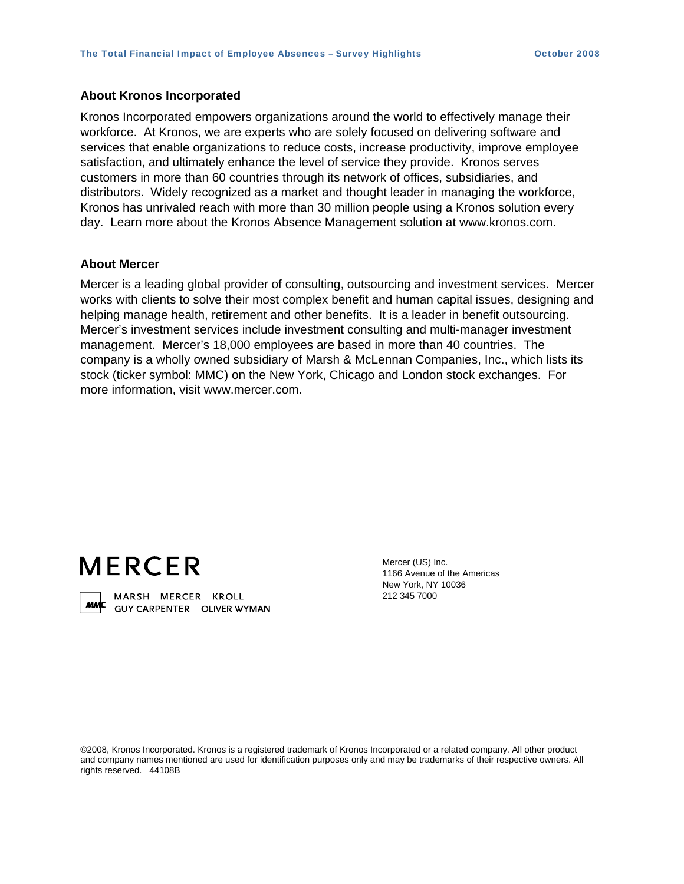### About Kronos Incorporated

Kronos Incorporated empowers organizations around the world to effectively manage their workforce. At Kronos, we are experts who are solely focused on delivering software and services that enable organizations to reduce costs, increase productivity, improve employee satisfaction, and ultimately enhance the level of service they provide. Kronos serves customers in more than 60 countries through its network of offices, subsidiaries, and distributors. Widely recognized as a market and thought leader in managing the workforce, Kronos has unrivaled reach with more than 30 million people using a Kronos solution every day. Learn more about the Kronos Absence Management solution at www.kronos.com.

### About Mercer

Mercer is a leading global provider of consulting, outsourcing and investment services. Mercer works with clients to solve their most complex benefit and human capital issues, designing and helping manage health, retirement and other benefits. It is a leader in benefit outsourcing. Mercer's investment services include investment consulting and multi-manager investment management. Mercer's 18,000 employees are based in more than 40 countries. The company is a wholly owned subsidiary of Marsh & McLennan Companies, Inc., which lists its stock (ticker symbol: MMC) on the New York, Chicago and London stock exchanges. For more information, visit www.mercer.com.

MERCER

MMC MARSH MERCER KROLL
GUY CARPENTER OLIVER WYMAN

Mercer (US) Inc.
1166 Avenue of the Americas
New York, NY 10036
212 345 7000

©2008, Kronos Incorporated. Kronos is a registered trademark of Kronos Incorporated or a related company. All other product and company names mentioned are used for identification purposes only and may be trademarks of their respective owners. All rights reserved. 44108B